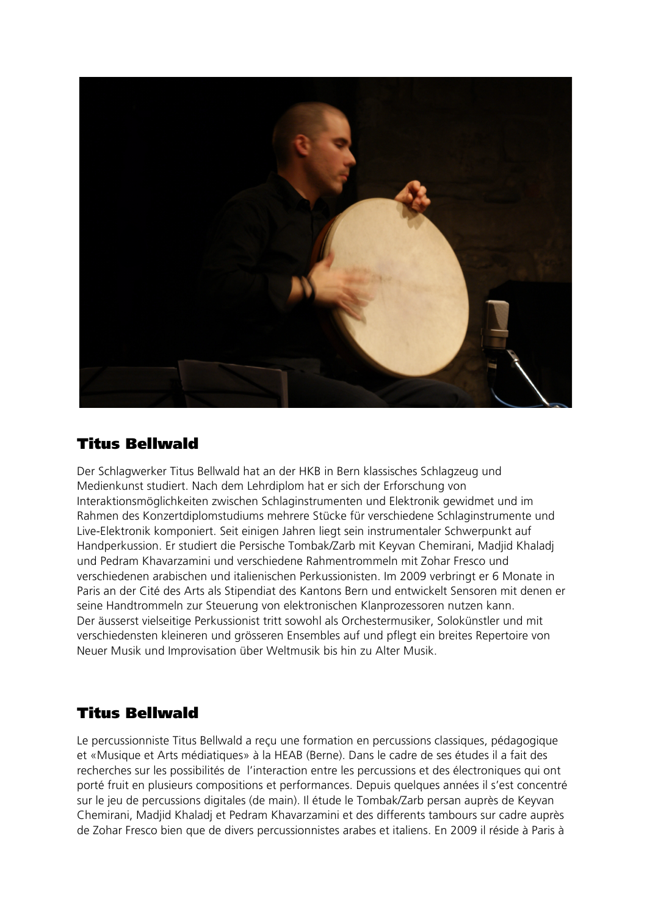## Titus Bellwald

Der Schlagwerker Titus Bellwald hat an der HKB in Bern klassisches Schlagzeug und Medienkunst studiert. Nach dem Lehrdiplom hat er sich der Erforschung von Interaktionsmöglichkeiten zwischen Schlaginstrumenten und Elektronik gewidmet und im Rahmen des Konzertdiplomstudiums mehrere Stücke für verschiedene Schlaginstrumente und Live-Elektronik komponiert. Seit einigen Jahren liegt sein instrumentaler Schwerpunkt auf Handperkussion. Er studiert die Persische Tombak/Zarb mit Keyvan Chemirani, Madjid Khaladj und Pedram Khavarzamini und verschiedene Rahmentrommeln mit Zohar Fresco und verschiedenen arabischen und italienischen Perkussionisten. Im 2009 verbringt er 6 Monate in Paris an der Cité des Arts als Stipendiat des Kantons Bern und entwickelt Sensoren mit denen er seine Handtrommeln zur Steuerung von elektronischen Klanprozessoren nutzen kann.
Der äusserst vielseitige Perkussionist tritt sowohl als Orchestermusiker, Solokünstler und mit verschiedensten kleineren und grösseren Ensembles auf und pflegt ein breites Repertoire von Neuer Musik und Improvisation über Weltmusik bis hin zu Alter Musik.

## Titus Bellwald

Le percussionniste Titus Bellwald a reçu une formation en percussions classiques, pédagogique et «Musique et Arts médiatiques» à la HEAB (Berne). Dans le cadre de ses études il a fait des recherches sur les possibilités de  l'interaction entre les percussions et des électroniques qui ont porté fruit en plusieurs compositions et performances. Depuis quelques années il s'est concentré sur le jeu de percussions digitales (de main). Il étude le Tombak/Zarb persan auprès de Keyvan Chemirani, Madjid Khaladj et Pedram Khavarzamini et des differents tambours sur cadre auprès de Zohar Fresco bien que de divers percussionnistes arabes et italiens. En 2009 il réside à Paris à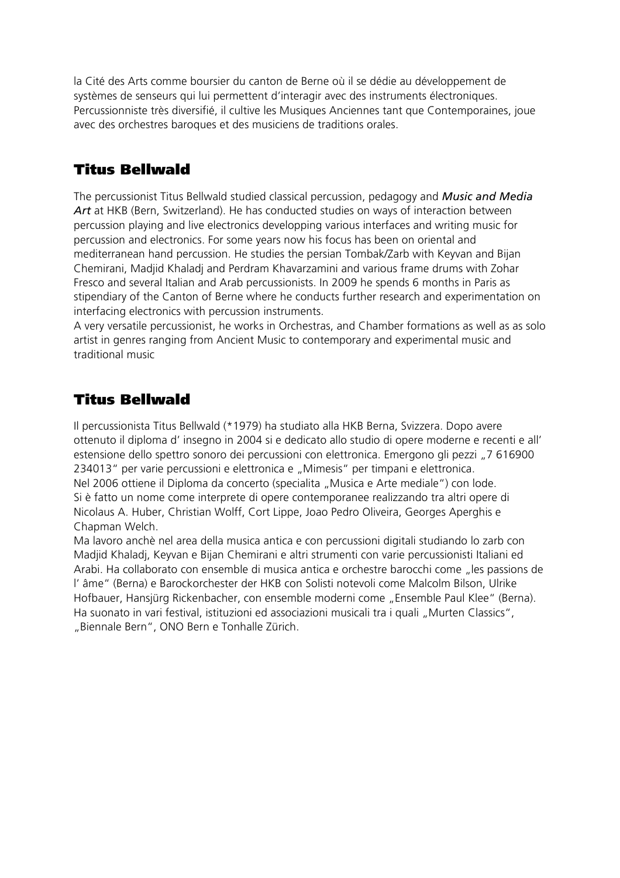la Cité des Arts comme boursier du canton de Berne où il se dédie au développement de systèmes de senseurs qui lui permettent d'interagir avec des instruments électroniques. Percussionniste très diversifié, il cultive les Musiques Anciennes tant que Contemporaines, joue avec des orchestres baroques et des musiciens de traditions orales.

## Titus Bellwald

The percussionist Titus Bellwald studied classical percussion, pedagogy and ***Music and Media Art*** at HKB (Bern, Switzerland). He has conducted studies on ways of interaction between percussion playing and live electronics developping various interfaces and writing music for percussion and electronics. For some years now his focus has been on oriental and mediterranean hand percussion. He studies the persian Tombak/Zarb with Keyvan and Bijan Chemirani, Madjid Khaladj and Perdram Khavarzamini and various frame drums with Zohar Fresco and several Italian and Arab percussionists. In 2009 he spends 6 months in Paris as stipendiary of the Canton of Berne where he conducts further research and experimentation on interfacing electronics with percussion instruments.
A very versatile percussionist, he works in Orchestras, and Chamber formations as well as as solo artist in genres ranging from Ancient Music to contemporary and experimental music and traditional music

## Titus Bellwald

Il percussionista Titus Bellwald (*1979) ha studiato alla HKB Berna, Svizzera. Dopo avere ottenuto il diploma d' insegno in 2004 si e dedicato allo studio di opere moderne e recenti e all' estensione dello spettro sonoro dei percussioni con elettronica. Emergono gli pezzi „7 616900 234013" per varie percussioni e elettronica e „Mimesis" per timpani e elettronica.
Nel 2006 ottiene il Diploma da concerto (specialita „Musica e Arte mediale") con lode.
Si è fatto un nome come interprete di opere contemporanee realizzando tra altri opere di Nicolaus A. Huber, Christian Wolff, Cort Lippe, Joao Pedro Oliveira, Georges Aperghis e Chapman Welch.
Ma lavoro anchè nel area della musica antica e con percussioni digitali studiando lo zarb con Madjid Khaladj, Keyvan e Bijan Chemirani e altri strumenti con varie percussionisti Italiani ed Arabi. Ha collaborato con ensemble di musica antica e orchestre barocchi come „les passions de l' âme" (Berna) e Barockorchester der HKB con Solisti notevoli come Malcolm Bilson, Ulrike Hofbauer, Hansjürg Rickenbacher, con ensemble moderni come „Ensemble Paul Klee" (Berna). Ha suonato in vari festival, istituzioni ed associazioni musicali tra i quali „Murten Classics", „Biennale Bern", ONO Bern e Tonhalle Zürich.